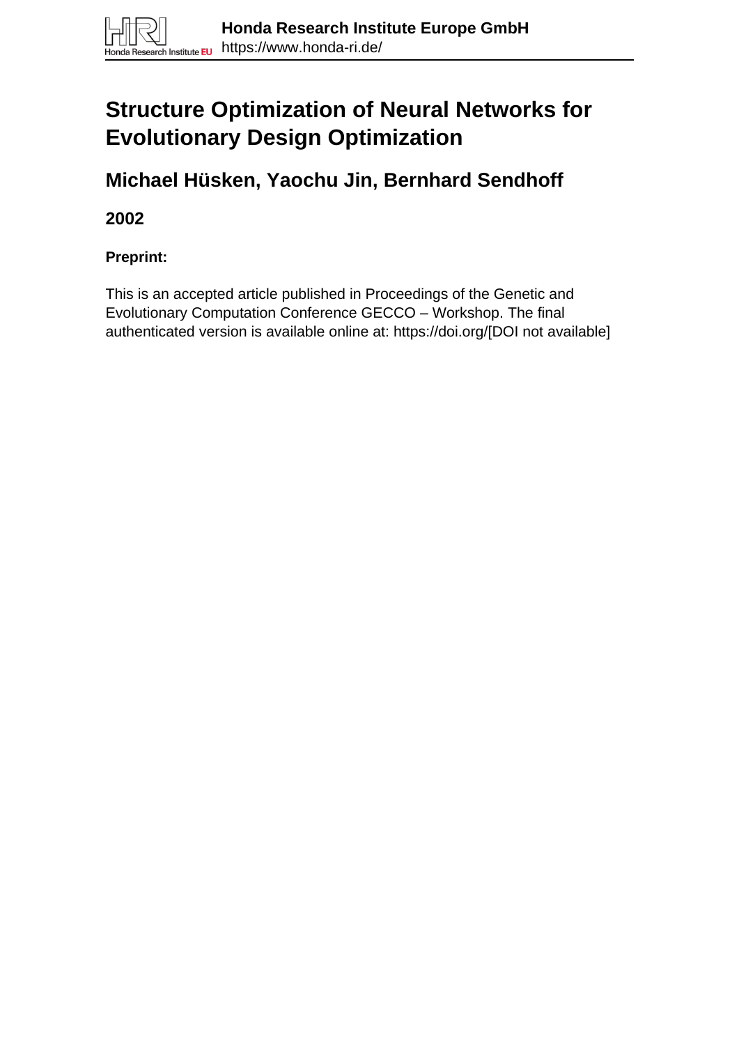# Structure Optimization of Neural Networks for Evolutionary Design Optimization

## Michael Hüsken, Yaochu Jin, Bernhard Sendhoff

### 2002

**Preprint:**

This is an accepted article published in Proceedings of the Genetic and Evolutionary Computation Conference GECCO – Workshop. The final authenticated version is available online at: https://doi.org/[DOI not available]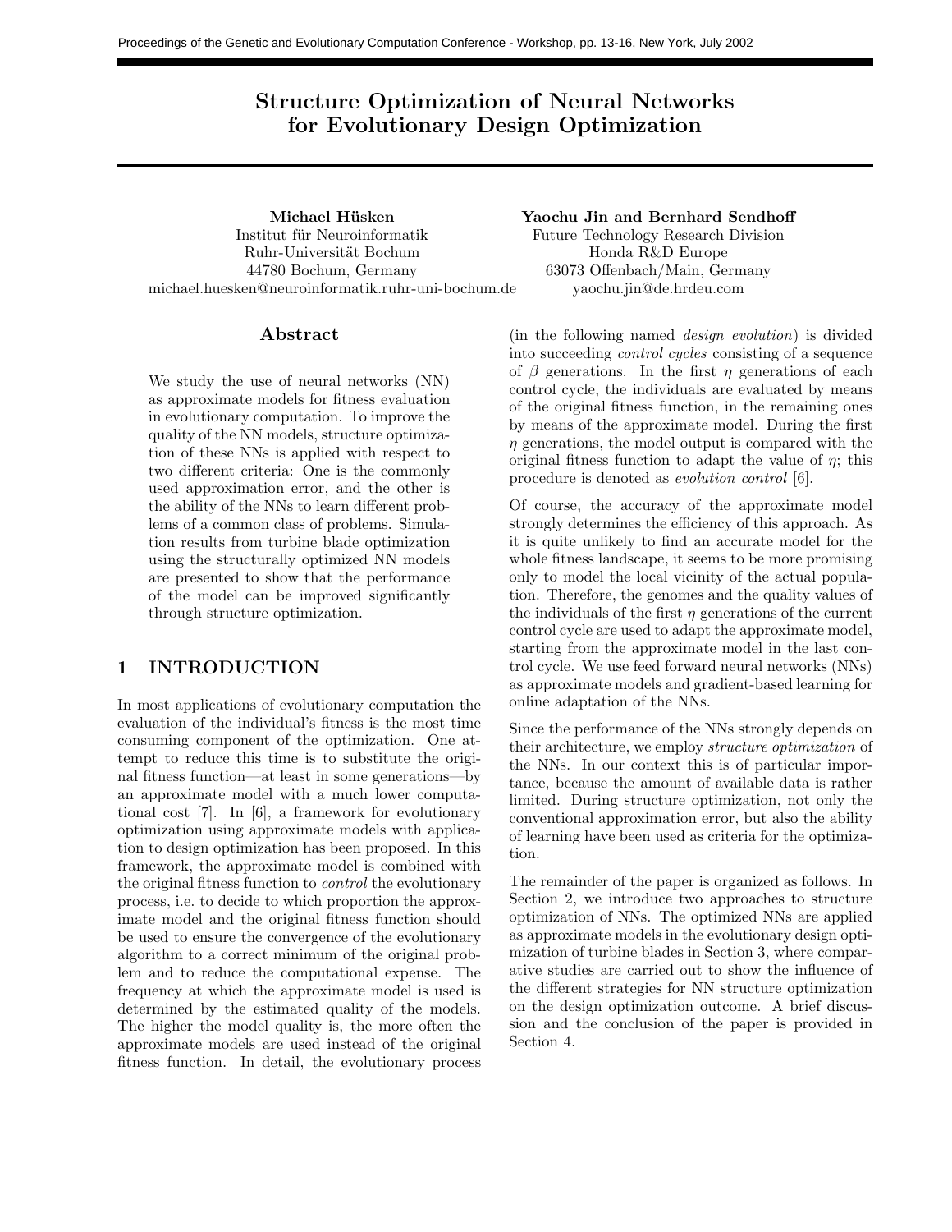# Structure Optimization of Neural Networks for Evolutionary Design Optimization

**Michael Hüsken**
Institut für Neuroinformatik
Ruhr-Universität Bochum
44780 Bochum, Germany
michael.huesken@neuroinformatik.ruhr-uni-bochum.de

**Yaochu Jin and Bernhard Sendhoff**
Future Technology Research Division
Honda R&D Europe
63073 Offenbach/Main, Germany
yaochu.jin@de.hrdeu.com

## Abstract

We study the use of neural networks (NN) as approximate models for fitness evaluation in evolutionary computation. To improve the quality of the NN models, structure optimization of these NNs is applied with respect to two different criteria: One is the commonly used approximation error, and the other is the ability of the NNs to learn different problems of a common class of problems. Simulation results from turbine blade optimization using the structurally optimized NN models are presented to show that the performance of the model can be improved significantly through structure optimization.

## 1 INTRODUCTION

In most applications of evolutionary computation the evaluation of the individual's fitness is the most time consuming component of the optimization. One attempt to reduce this time is to substitute the original fitness function—at least in some generations—by an approximate model with a much lower computational cost [7]. In [6], a framework for evolutionary optimization using approximate models with application to design optimization has been proposed. In this framework, the approximate model is combined with the original fitness function to *control* the evolutionary process, i.e. to decide to which proportion the approximate model and the original fitness function should be used to ensure the convergence of the evolutionary algorithm to a correct minimum of the original problem and to reduce the computational expense. The frequency at which the approximate model is used is determined by the estimated quality of the models. The higher the model quality is, the more often the approximate models are used instead of the original fitness function. In detail, the evolutionary process (in the following named *design evolution*) is divided into succeeding *control cycles* consisting of a sequence of $\beta$ generations. In the first $\eta$ generations of each control cycle, the individuals are evaluated by means of the original fitness function, in the remaining ones by means of the approximate model. During the first $\eta$ generations, the model output is compared with the original fitness function to adapt the value of $\eta$; this procedure is denoted as *evolution control* [6].

Of course, the accuracy of the approximate model strongly determines the efficiency of this approach. As it is quite unlikely to find an accurate model for the whole fitness landscape, it seems to be more promising only to model the local vicinity of the actual population. Therefore, the genomes and the quality values of the individuals of the first $\eta$ generations of the current control cycle are used to adapt the approximate model, starting from the approximate model in the last control cycle. We use feed forward neural networks (NNs) as approximate models and gradient-based learning for online adaptation of the NNs.

Since the performance of the NNs strongly depends on their architecture, we employ *structure optimization* of the NNs. In our context this is of particular importance, because the amount of available data is rather limited. During structure optimization, not only the conventional approximation error, but also the ability of learning have been used as criteria for the optimization.

The remainder of the paper is organized as follows. In Section 2, we introduce two approaches to structure optimization of NNs. The optimized NNs are applied as approximate models in the evolutionary design optimization of turbine blades in Section 3, where comparative studies are carried out to show the influence of the different strategies for NN structure optimization on the design optimization outcome. A brief discussion and the conclusion of the paper is provided in Section 4.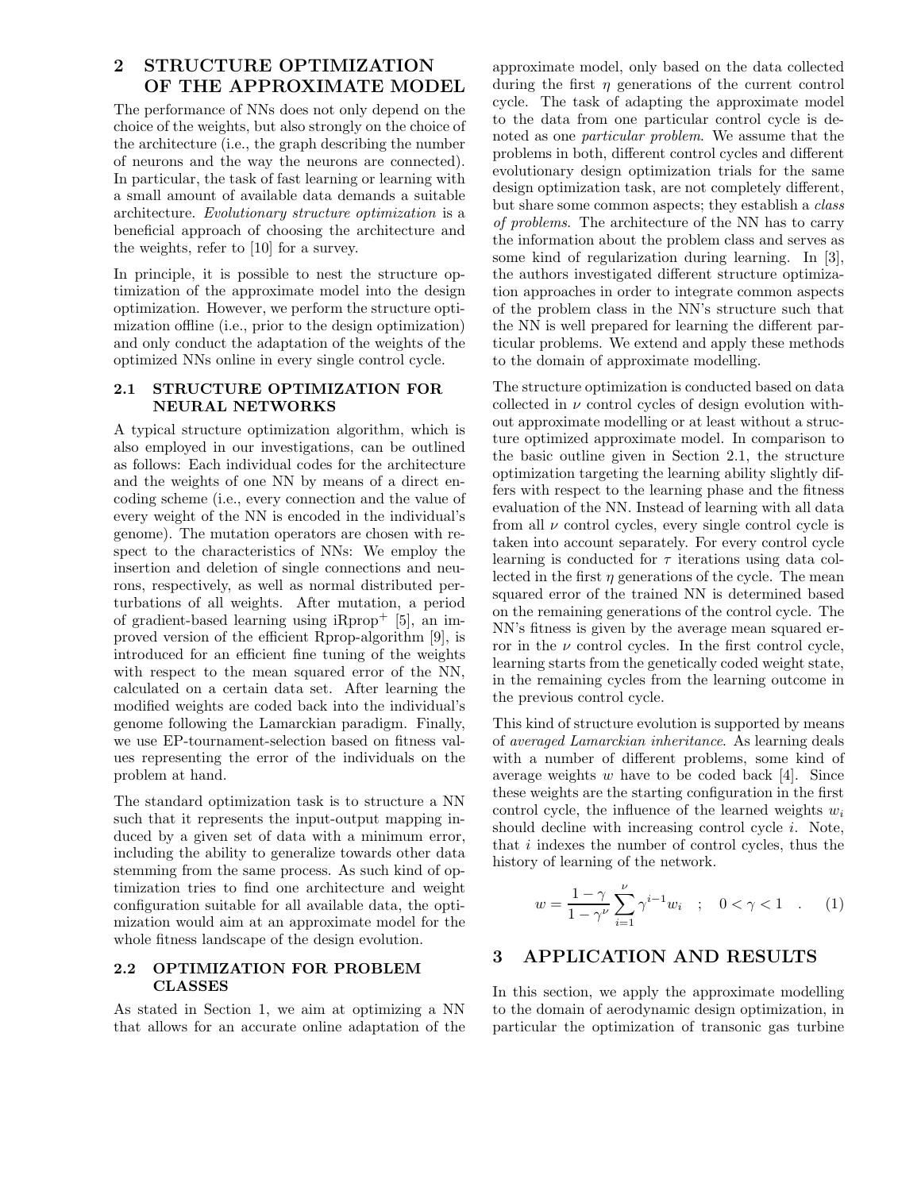## 2 STRUCTURE OPTIMIZATION OF THE APPROXIMATE MODEL

The performance of NNs does not only depend on the choice of the weights, but also strongly on the choice of the architecture (i.e., the graph describing the number of neurons and the way the neurons are connected). In particular, the task of fast learning or learning with a small amount of available data demands a suitable architecture. *Evolutionary structure optimization* is a beneficial approach of choosing the architecture and the weights, refer to [10] for a survey.

In principle, it is possible to nest the structure optimization of the approximate model into the design optimization. However, we perform the structure optimization offline (i.e., prior to the design optimization) and only conduct the adaptation of the weights of the optimized NNs online in every single control cycle.

### 2.1 STRUCTURE OPTIMIZATION FOR NEURAL NETWORKS

A typical structure optimization algorithm, which is also employed in our investigations, can be outlined as follows: Each individual codes for the architecture and the weights of one NN by means of a direct encoding scheme (i.e., every connection and the value of every weight of the NN is encoded in the individual's genome). The mutation operators are chosen with respect to the characteristics of NNs: We employ the insertion and deletion of single connections and neurons, respectively, as well as normal distributed perturbations of all weights. After mutation, a period of gradient-based learning using iRprop$^+$ [5], an improved version of the efficient Rprop-algorithm [9], is introduced for an efficient fine tuning of the weights with respect to the mean squared error of the NN, calculated on a certain data set. After learning the modified weights are coded back into the individual's genome following the Lamarckian paradigm. Finally, we use EP-tournament-selection based on fitness values representing the error of the individuals on the problem at hand.

The standard optimization task is to structure a NN such that it represents the input-output mapping induced by a given set of data with a minimum error, including the ability to generalize towards other data stemming from the same process. As such kind of optimization tries to find one architecture and weight configuration suitable for all available data, the optimization would aim at an approximate model for the whole fitness landscape of the design evolution.

### 2.2 OPTIMIZATION FOR PROBLEM CLASSES

As stated in Section 1, we aim at optimizing a NN that allows for an accurate online adaptation of the approximate model, only based on the data collected during the first $\eta$ generations of the current control cycle. The task of adapting the approximate model to the data from one particular control cycle is denoted as one *particular problem*. We assume that the problems in both, different control cycles and different evolutionary design optimization trials for the same design optimization task, are not completely different, but share some common aspects; they establish a *class of problems*. The architecture of the NN has to carry the information about the problem class and serves as some kind of regularization during learning. In [3], the authors investigated different structure optimization approaches in order to integrate common aspects of the problem class in the NN's structure such that the NN is well prepared for learning the different particular problems. We extend and apply these methods to the domain of approximate modelling.

The structure optimization is conducted based on data collected in $\nu$ control cycles of design evolution without approximate modelling or at least without a structure optimized approximate model. In comparison to the basic outline given in Section 2.1, the structure optimization targeting the learning ability slightly differs with respect to the learning phase and the fitness evaluation of the NN. Instead of learning with all data from all $\nu$ control cycles, every single control cycle is taken into account separately. For every control cycle learning is conducted for $\tau$ iterations using data collected in the first $\eta$ generations of the cycle. The mean squared error of the trained NN is determined based on the remaining generations of the control cycle. The NN's fitness is given by the average mean squared error in the $\nu$ control cycles. In the first control cycle, learning starts from the genetically coded weight state, in the remaining cycles from the learning outcome in the previous control cycle.

This kind of structure evolution is supported by means of *averaged Lamarckian inheritance*. As learning deals with a number of different problems, some kind of average weights $w$ have to be coded back [4]. Since these weights are the starting configuration in the first control cycle, the influence of the learned weights $w_i$ should decline with increasing control cycle $i$. Note, that $i$ indexes the number of control cycles, thus the history of learning of the network.

$$w = \frac{1-\gamma}{1-\gamma^{\nu}} \sum_{i=1}^{\nu} \gamma^{i-1} w_i \quad ; \quad 0 < \gamma < 1 \quad . \qquad (1)$$

## 3 APPLICATION AND RESULTS

In this section, we apply the approximate modelling to the domain of aerodynamic design optimization, in particular the optimization of transonic gas turbine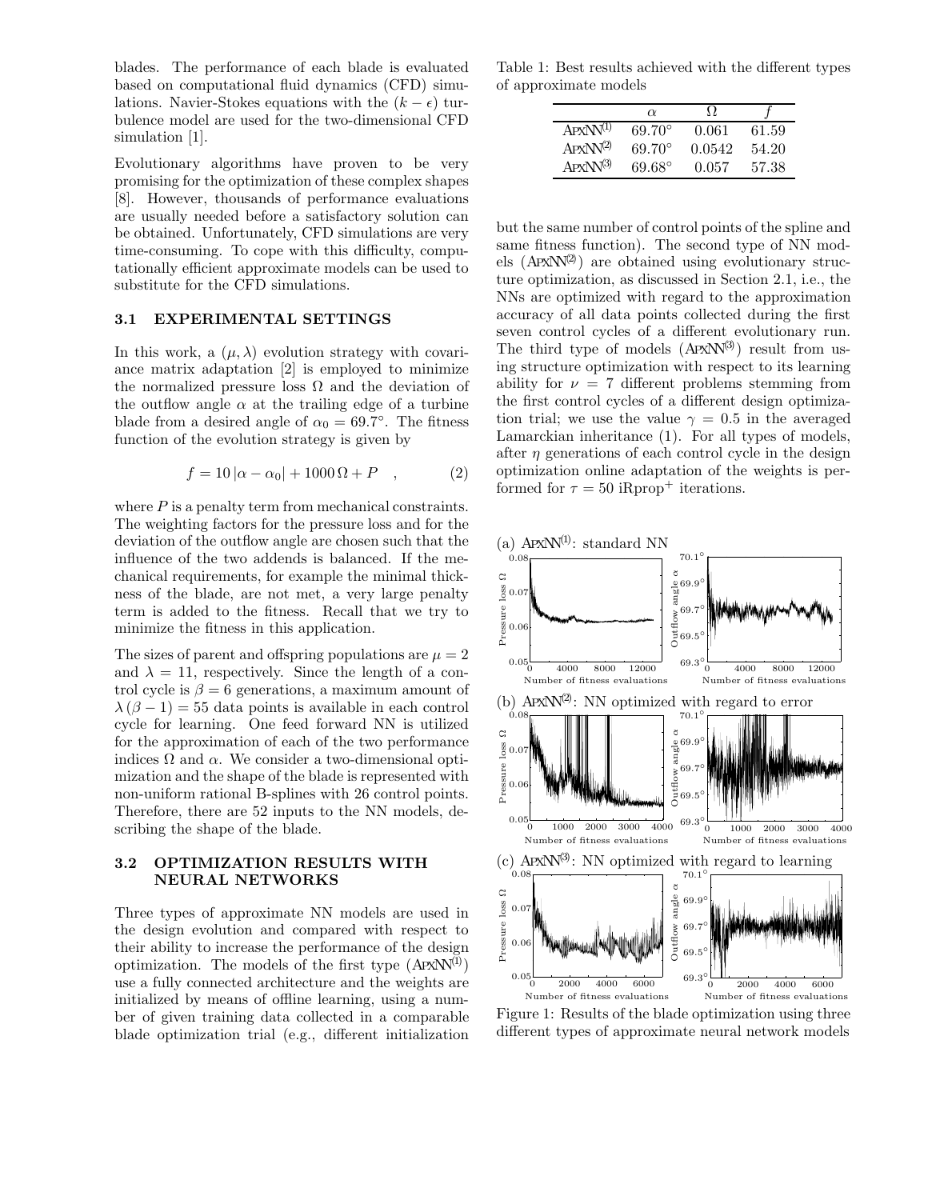blades. The performance of each blade is evaluated based on computational fluid dynamics (CFD) simulations. Navier-Stokes equations with the $(k-\epsilon)$ turbulence model are used for the two-dimensional CFD simulation [1].

Evolutionary algorithms have proven to be very promising for the optimization of these complex shapes [8]. However, thousands of performance evaluations are usually needed before a satisfactory solution can be obtained. Unfortunately, CFD simulations are very time-consuming. To cope with this difficulty, computationally efficient approximate models can be used to substitute for the CFD simulations.

### 3.1 EXPERIMENTAL SETTINGS

In this work, a $(\mu, \lambda)$ evolution strategy with covariance matrix adaptation [2] is employed to minimize the normalized pressure loss $\Omega$ and the deviation of the outflow angle $\alpha$ at the trailing edge of a turbine blade from a desired angle of $\alpha_0 = 69.7°$. The fitness function of the evolution strategy is given by

$$f = 10\,|\alpha - \alpha_0| + 1000\,\Omega + P \quad , \qquad (2)$$

where $P$ is a penalty term from mechanical constraints. The weighting factors for the pressure loss and for the deviation of the outflow angle are chosen such that the influence of the two addends is balanced. If the mechanical requirements, for example the minimal thickness of the blade, are not met, a very large penalty term is added to the fitness. Recall that we try to minimize the fitness in this application.

The sizes of parent and offspring populations are $\mu = 2$ and $\lambda = 11$, respectively. Since the length of a control cycle is $\beta = 6$ generations, a maximum amount of $\lambda(\beta - 1) = 55$ data points is available in each control cycle for learning. One feed forward NN is utilized for the approximation of each of the two performance indices $\Omega$ and $\alpha$. We consider a two-dimensional optimization and the shape of the blade is represented with non-uniform rational B-splines with 26 control points. Therefore, there are 52 inputs to the NN models, describing the shape of the blade.

### 3.2 OPTIMIZATION RESULTS WITH NEURAL NETWORKS

Three types of approximate NN models are used in the design evolution and compared with respect to their ability to increase the performance of the design optimization. The models of the first type ($\text{ApxNN}^{(1)}$) use a fully connected architecture and the weights are initialized by means of offline learning, using a number of given training data collected in a comparable blade optimization trial (e.g., different initialization but the same number of control points of the spline and same fitness function). The second type of NN models ($\text{ApxNN}^{(2)}$) are obtained using evolutionary structure optimization, as discussed in Section 2.1, i.e., the NNs are optimized with regard to the approximation accuracy of all data points collected during the first seven control cycles of a different evolutionary run. The third type of models ($\text{ApxNN}^{(3)}$) result from using structure optimization with respect to its learning ability for $\nu = 7$ different problems stemming from the first control cycles of a different design optimization trial; we use the value $\gamma = 0.5$ in the averaged Lamarckian inheritance (1). For all types of models, after $\eta$ generations of each control cycle in the design optimization online adaptation of the weights is performed for $\tau = 50$ iRprop$^+$ iterations.

Table 1: Best results achieved with the different types of approximate models

| | $\alpha$ | $\Omega$ | $f$ |
|---|---|---|---|
| $\text{ApxNN}^{(1)}$ | 69.70° | 0.061 | 61.59 |
| $\text{ApxNN}^{(2)}$ | 69.70° | 0.0542 | 54.20 |
| $\text{ApxNN}^{(3)}$ | 69.68° | 0.057 | 57.38 |

(a) $\text{ApxNN}^{(1)}$: standard NN

(b) $\text{ApxNN}^{(2)}$: NN optimized with regard to error

(c) $\text{ApxNN}^{(3)}$: NN optimized with regard to learning

Figure 1: Results of the blade optimization using three different types of approximate neural network models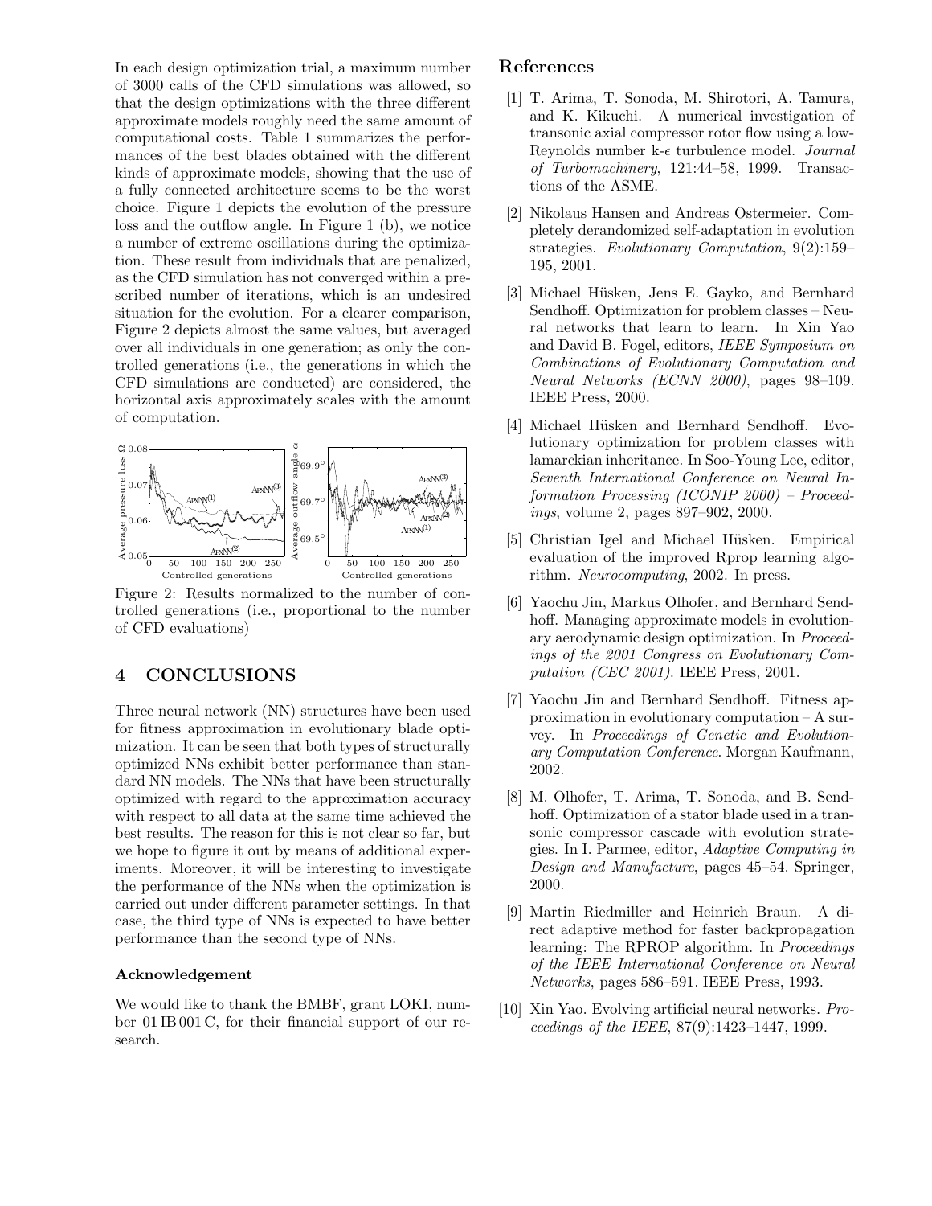In each design optimization trial, a maximum number of 3000 calls of the CFD simulations was allowed, so that the design optimizations with the three different approximate models roughly need the same amount of computational costs. Table 1 summarizes the performances of the best blades obtained with the different kinds of approximate models, showing that the use of a fully connected architecture seems to be the worst choice. Figure 1 depicts the evolution of the pressure loss and the outflow angle. In Figure 1 (b), we notice a number of extreme oscillations during the optimization. These result from individuals that are penalized, as the CFD simulation has not converged within a prescribed number of iterations, which is an undesired situation for the evolution. For a clearer comparison, Figure 2 depicts almost the same values, but averaged over all individuals in one generation; as only the controlled generations (i.e., the generations in which the CFD simulations are conducted) are considered, the horizontal axis approximately scales with the amount of computation.

Average pressure loss Ω
0.08
0.07
0.06
0.05
0 50 100 150 200 250
Controlled generations
ApxNN(1)
ApxNN(2)
ApxNN(3)

Average outflow angle α
69.9°
69.7°
69.5°
0 50 100 150 200 250
Controlled generations
ApxNN(3)
ApxNN(2)
ApxNN(1)

Figure 2: Results normalized to the number of controlled generations (i.e., proportional to the number of CFD evaluations)

## 4 CONCLUSIONS

Three neural network (NN) structures have been used for fitness approximation in evolutionary blade optimization. It can be seen that both types of structurally optimized NNs exhibit better performance than standard NN models. The NNs that have been structurally optimized with regard to the approximation accuracy with respect to all data at the same time achieved the best results. The reason for this is not clear so far, but we hope to figure it out by means of additional experiments. Moreover, it will be interesting to investigate the performance of the NNs when the optimization is carried out under different parameter settings. In that case, the third type of NNs is expected to have better performance than the second type of NNs.

### Acknowledgement

We would like to thank the BMBF, grant LOKI, number 01 IB 001 C, for their financial support of our research.

## References

[1] T. Arima, T. Sonoda, M. Shirotori, A. Tamura, and K. Kikuchi. A numerical investigation of transonic axial compressor rotor flow using a low-Reynolds number k-$\epsilon$ turbulence model. *Journal of Turbomachinery*, 121:44–58, 1999. Transactions of the ASME.

[2] Nikolaus Hansen and Andreas Ostermeier. Completely derandomized self-adaptation in evolution strategies. *Evolutionary Computation*, 9(2):159–195, 2001.

[3] Michael Hüsken, Jens E. Gayko, and Bernhard Sendhoff. Optimization for problem classes – Neural networks that learn to learn. In Xin Yao and David B. Fogel, editors, *IEEE Symposium on Combinations of Evolutionary Computation and Neural Networks (ECNN 2000)*, pages 98–109. IEEE Press, 2000.

[4] Michael Hüsken and Bernhard Sendhoff. Evolutionary optimization for problem classes with lamarckian inheritance. In Soo-Young Lee, editor, *Seventh International Conference on Neural Information Processing (ICONIP 2000) – Proceedings*, volume 2, pages 897–902, 2000.

[5] Christian Igel and Michael Hüsken. Empirical evaluation of the improved Rprop learning algorithm. *Neurocomputing*, 2002. In press.

[6] Yaochu Jin, Markus Olhofer, and Bernhard Sendhoff. Managing approximate models in evolutionary aerodynamic design optimization. In *Proceedings of the 2001 Congress on Evolutionary Computation (CEC 2001)*. IEEE Press, 2001.

[7] Yaochu Jin and Bernhard Sendhoff. Fitness approximation in evolutionary computation – A survey. In *Proceedings of Genetic and Evolutionary Computation Conference*. Morgan Kaufmann, 2002.

[8] M. Olhofer, T. Arima, T. Sonoda, and B. Sendhoff. Optimization of a stator blade used in a transonic compressor cascade with evolution strategies. In I. Parmee, editor, *Adaptive Computing in Design and Manufacture*, pages 45–54. Springer, 2000.

[9] Martin Riedmiller and Heinrich Braun. A direct adaptive method for faster backpropagation learning: The RPROP algorithm. In *Proceedings of the IEEE International Conference on Neural Networks*, pages 586–591. IEEE Press, 1993.

[10] Xin Yao. Evolving artificial neural networks. *Proceedings of the IEEE*, 87(9):1423–1447, 1999.